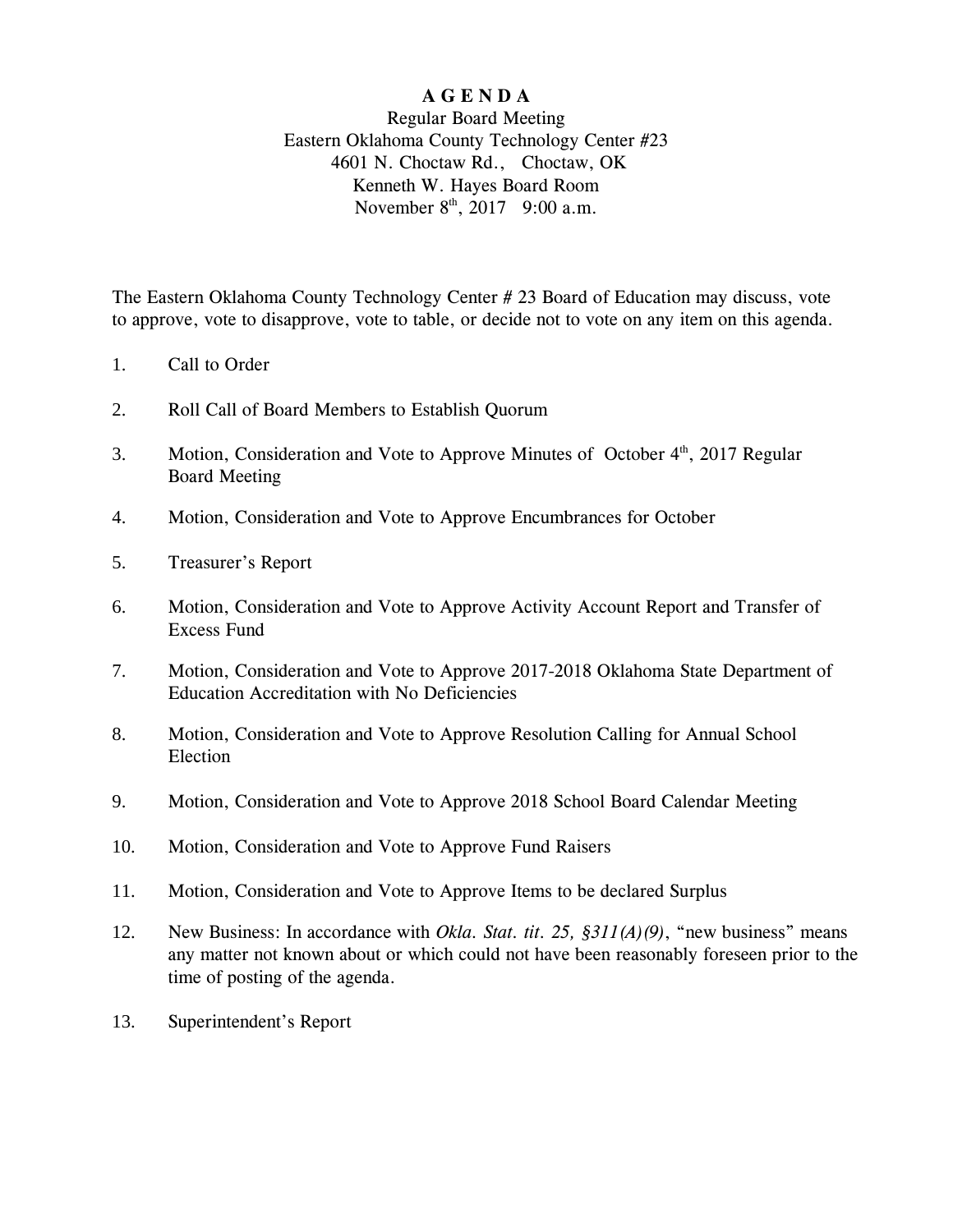# A G E N D A

Regular Board Meeting
Eastern Oklahoma County Technology Center #23
4601 N. Choctaw Rd., Choctaw, OK
Kenneth W. Hayes Board Room
November 8th, 2017 9:00 a.m.

The Eastern Oklahoma County Technology Center # 23 Board of Education may discuss, vote to approve, vote to disapprove, vote to table, or decide not to vote on any item on this agenda.

1. Call to Order

2. Roll Call of Board Members to Establish Quorum

3. Motion, Consideration and Vote to Approve Minutes of October 4th, 2017 Regular Board Meeting

4. Motion, Consideration and Vote to Approve Encumbrances for October

5. Treasurer's Report

6. Motion, Consideration and Vote to Approve Activity Account Report and Transfer of Excess Fund

7. Motion, Consideration and Vote to Approve 2017-2018 Oklahoma State Department of Education Accreditation with No Deficiencies

8. Motion, Consideration and Vote to Approve Resolution Calling for Annual School Election

9. Motion, Consideration and Vote to Approve 2018 School Board Calendar Meeting

10. Motion, Consideration and Vote to Approve Fund Raisers

11. Motion, Consideration and Vote to Approve Items to be declared Surplus

12. New Business: In accordance with *Okla. Stat. tit. 25, §311(A)(9)*, "new business" means any matter not known about or which could not have been reasonably foreseen prior to the time of posting of the agenda.

13. Superintendent's Report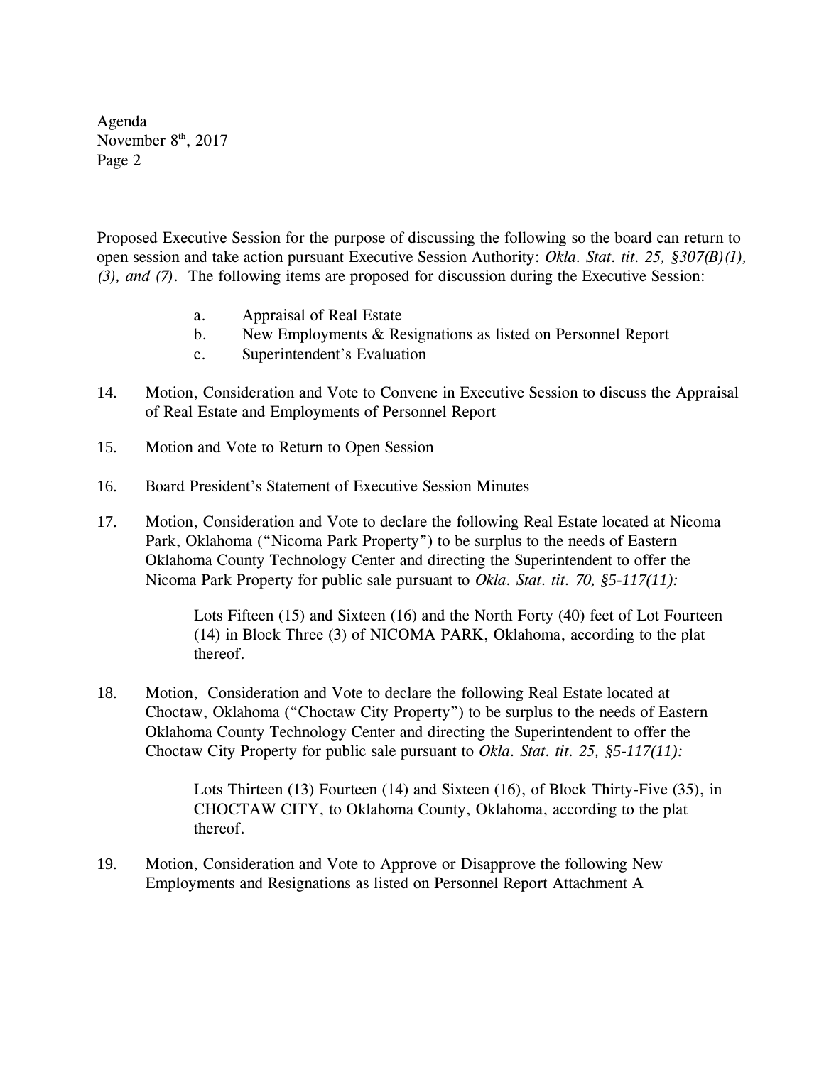Proposed Executive Session for the purpose of discussing the following so the board can return to open session and take action pursuant Executive Session Authority: *Okla. Stat. tit. 25, §307(B)(1), (3), and (7)*. The following items are proposed for discussion during the Executive Session:

a. Appraisal of Real Estate
b. New Employments & Resignations as listed on Personnel Report
c. Superintendent's Evaluation

14. Motion, Consideration and Vote to Convene in Executive Session to discuss the Appraisal of Real Estate and Employments of Personnel Report

15. Motion and Vote to Return to Open Session

16. Board President's Statement of Executive Session Minutes

17. Motion, Consideration and Vote to declare the following Real Estate located at Nicoma Park, Oklahoma ("Nicoma Park Property") to be surplus to the needs of Eastern Oklahoma County Technology Center and directing the Superintendent to offer the Nicoma Park Property for public sale pursuant to *Okla. Stat. tit. 70, §5-117(11):*

    Lots Fifteen (15) and Sixteen (16) and the North Forty (40) feet of Lot Fourteen (14) in Block Three (3) of NICOMA PARK, Oklahoma, according to the plat thereof.

18. Motion, Consideration and Vote to declare the following Real Estate located at Choctaw, Oklahoma ("Choctaw City Property") to be surplus to the needs of Eastern Oklahoma County Technology Center and directing the Superintendent to offer the Choctaw City Property for public sale pursuant to *Okla. Stat. tit. 25, §5-117(11):*

    Lots Thirteen (13) Fourteen (14) and Sixteen (16), of Block Thirty-Five (35), in CHOCTAW CITY, to Oklahoma County, Oklahoma, according to the plat thereof.

19. Motion, Consideration and Vote to Approve or Disapprove the following New Employments and Resignations as listed on Personnel Report Attachment A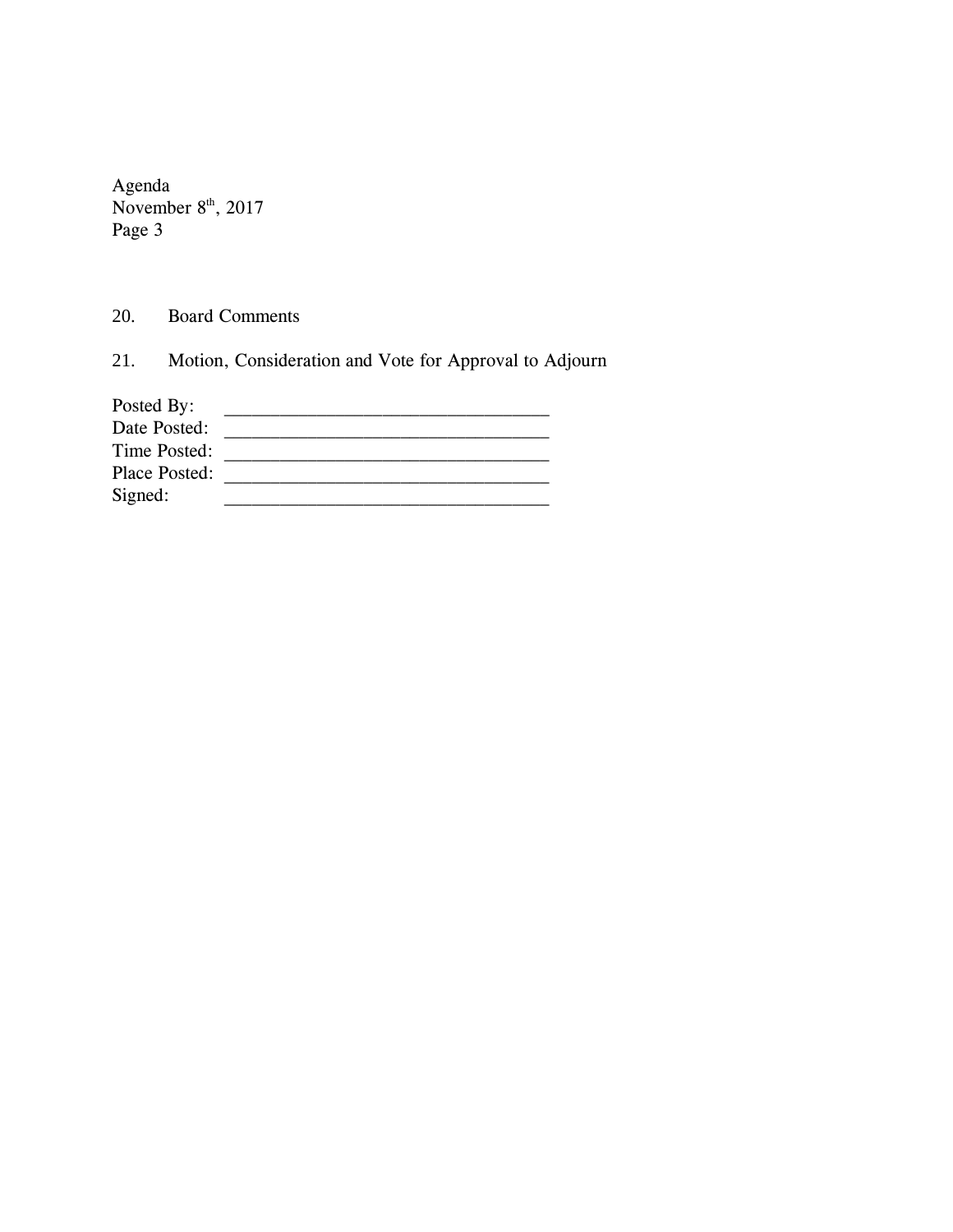20. Board Comments

21. Motion, Consideration and Vote for Approval to Adjourn

Posted By: ___________________________________
Date Posted: ___________________________________
Time Posted: ___________________________________
Place Posted: ___________________________________
Signed: ___________________________________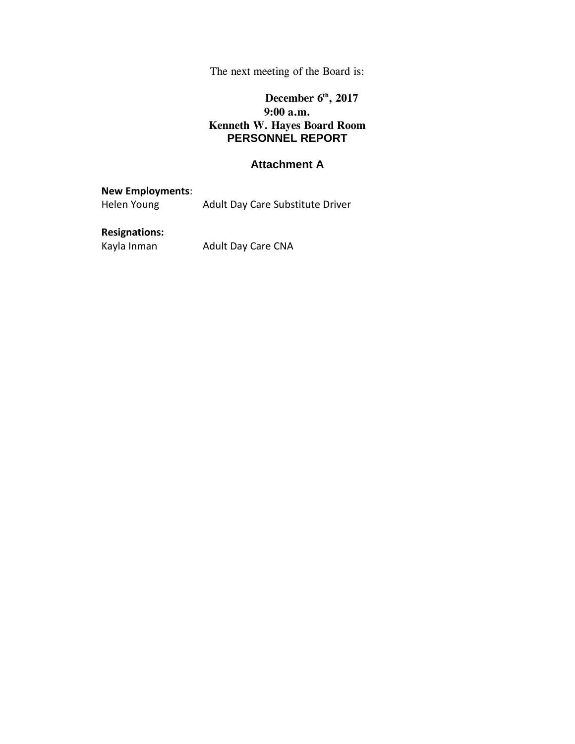The next meeting of the Board is:

**December 6th, 2017**
**9:00 a.m.**
**Kenneth W. Hayes Board Room**

## PERSONNEL REPORT

### Attachment A

**New Employments**:

| | |
|---|---|
| Helen Young | Adult Day Care Substitute Driver |

**Resignations:**

| | |
|---|---|
| Kayla Inman | Adult Day Care CNA |